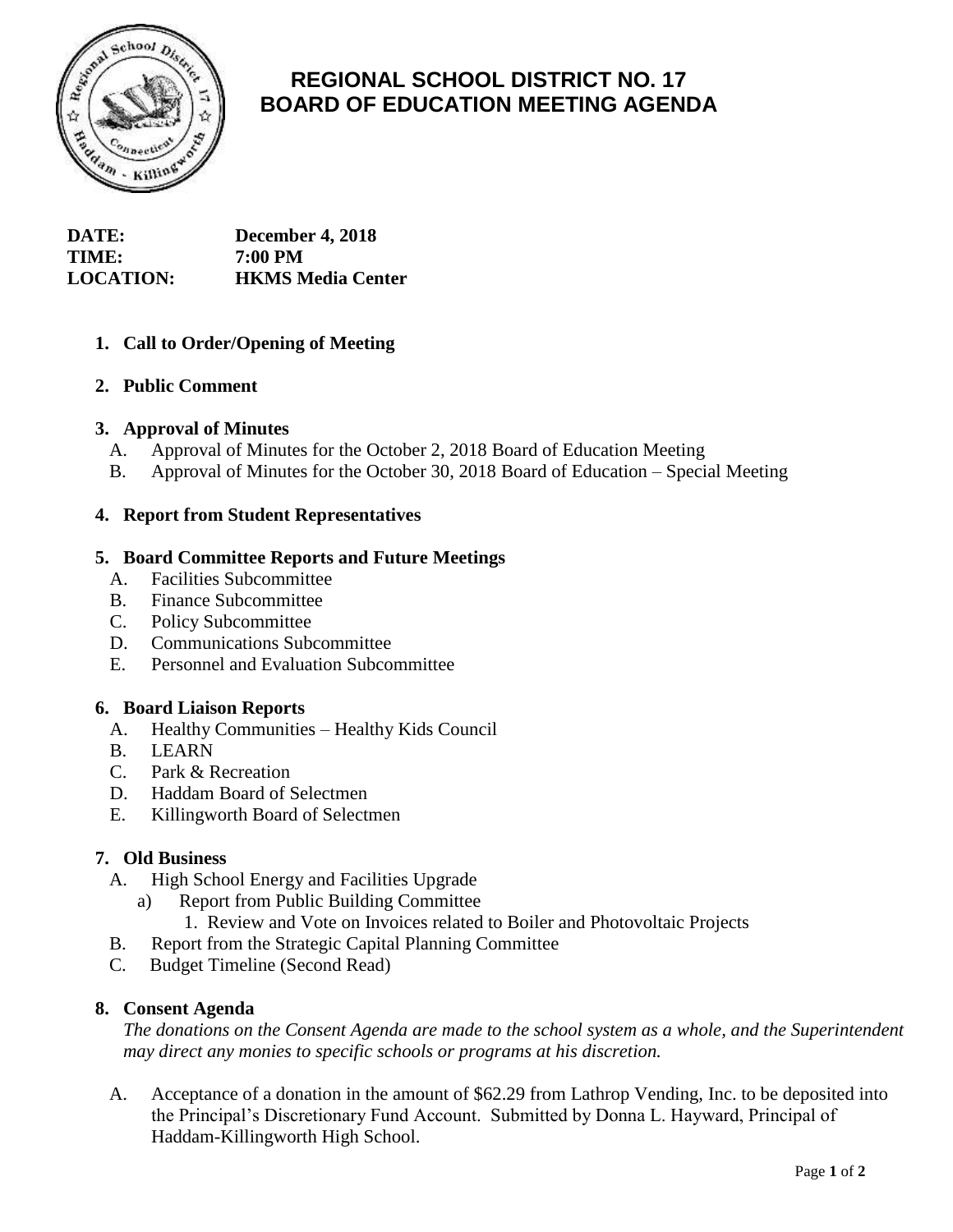# REGIONAL SCHOOL DISTRICT NO. 17
# BOARD OF EDUCATION MEETING AGENDA

**DATE:** **December 4, 2018**
**TIME:** **7:00 PM**
**LOCATION:** **HKMS Media Center**

1. **Call to Order/Opening of Meeting**

2. **Public Comment**

3. **Approval of Minutes**
   - A. Approval of Minutes for the October 2, 2018 Board of Education Meeting
   - B. Approval of Minutes for the October 30, 2018 Board of Education – Special Meeting

4. **Report from Student Representatives**

5. **Board Committee Reports and Future Meetings**
   - A. Facilities Subcommittee
   - B. Finance Subcommittee
   - C. Policy Subcommittee
   - D. Communications Subcommittee
   - E. Personnel and Evaluation Subcommittee

6. **Board Liaison Reports**
   - A. Healthy Communities – Healthy Kids Council
   - B. LEARN
   - C. Park & Recreation
   - D. Haddam Board of Selectmen
   - E. Killingworth Board of Selectmen

7. **Old Business**
   - A. High School Energy and Facilities Upgrade
     - a) Report from Public Building Committee
       1. Review and Vote on Invoices related to Boiler and Photovoltaic Projects
   - B. Report from the Strategic Capital Planning Committee
   - C. Budget Timeline (Second Read)

8. **Consent Agenda**

   *The donations on the Consent Agenda are made to the school system as a whole, and the Superintendent may direct any monies to specific schools or programs at his discretion.*

   - A. Acceptance of a donation in the amount of $62.29 from Lathrop Vending, Inc. to be deposited into the Principal's Discretionary Fund Account. Submitted by Donna L. Hayward, Principal of Haddam-Killingworth High School.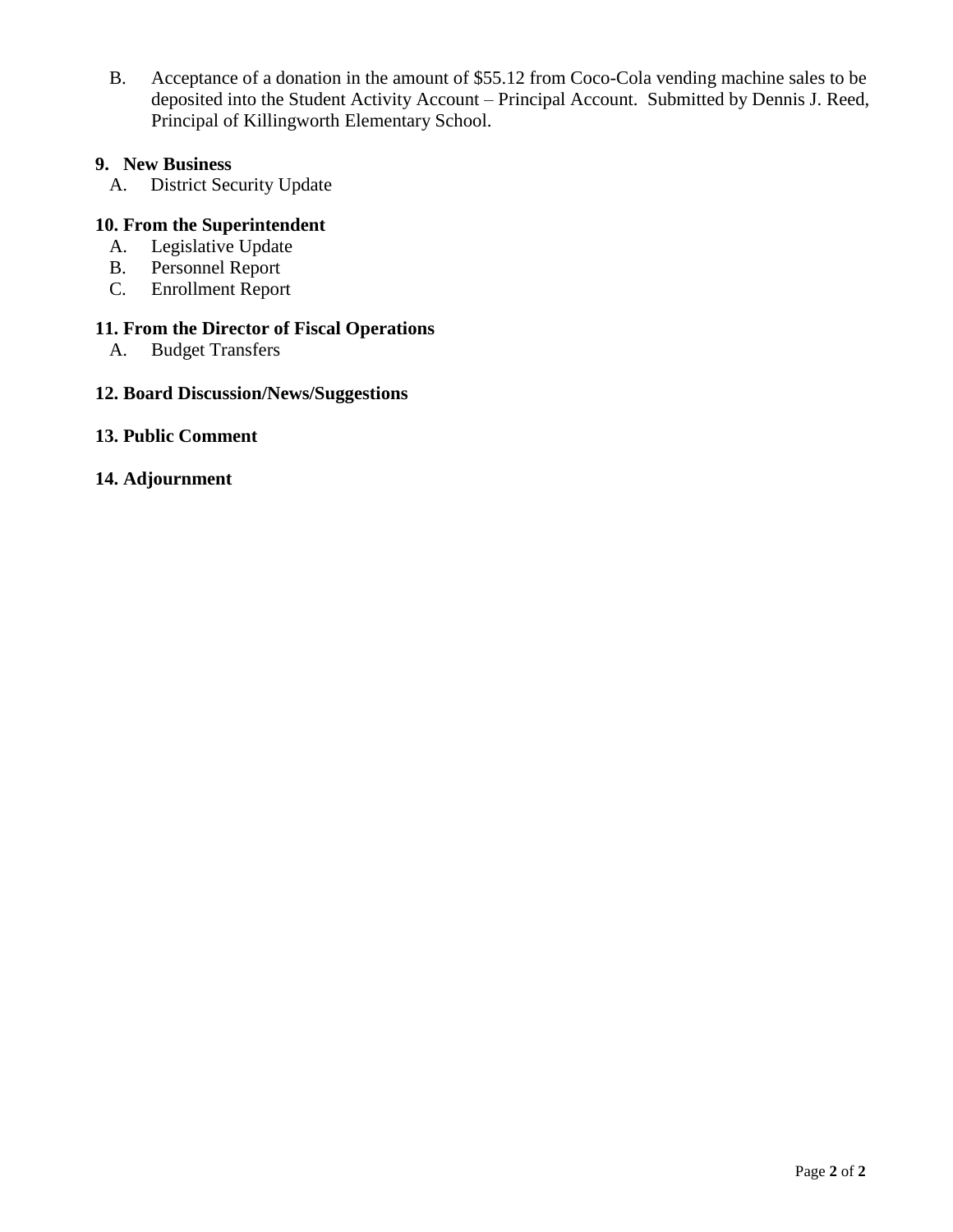B. Acceptance of a donation in the amount of $55.12 from Coco-Cola vending machine sales to be deposited into the Student Activity Account – Principal Account. Submitted by Dennis J. Reed, Principal of Killingworth Elementary School.

**9. New Business**

A. District Security Update

**10. From the Superintendent**

A. Legislative Update
B. Personnel Report
C. Enrollment Report

**11. From the Director of Fiscal Operations**

A. Budget Transfers

**12. Board Discussion/News/Suggestions**

**13. Public Comment**

**14. Adjournment**